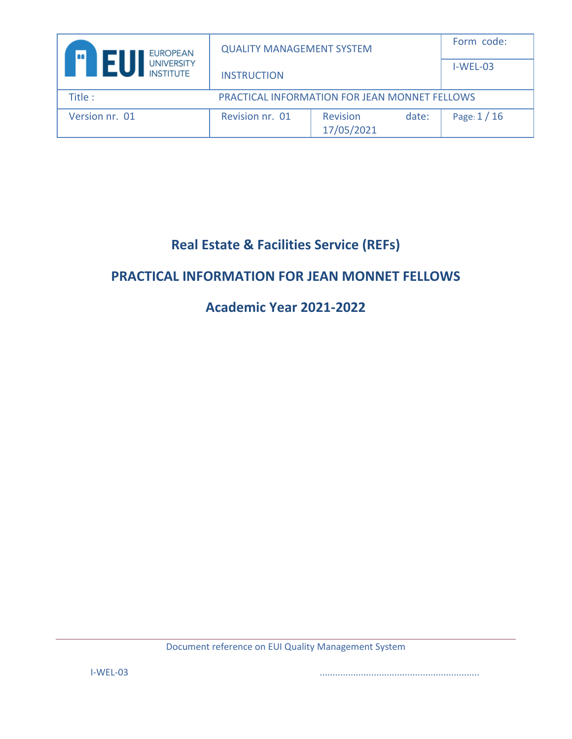| EUI EUROPEAN UNIVERSITY INSTITUTE | QUALITY MANAGEMENT SYSTEM<br><br>INSTRUCTION | | Form code:<br><br>I-WEL-03 |
|---|---|---|---|
| Title : | PRACTICAL INFORMATION FOR JEAN MONNET FELLOWS | | |
| Version nr. 01 | Revision nr. 01 | Revision date: 17/05/2021 | Page: 1 / 16 |

# Real Estate & Facilities Service (REFs)

# PRACTICAL INFORMATION FOR JEAN MONNET FELLOWS

# Academic Year 2021-2022

Document reference on EUI Quality Management System

I-WEL-03 ..............................................................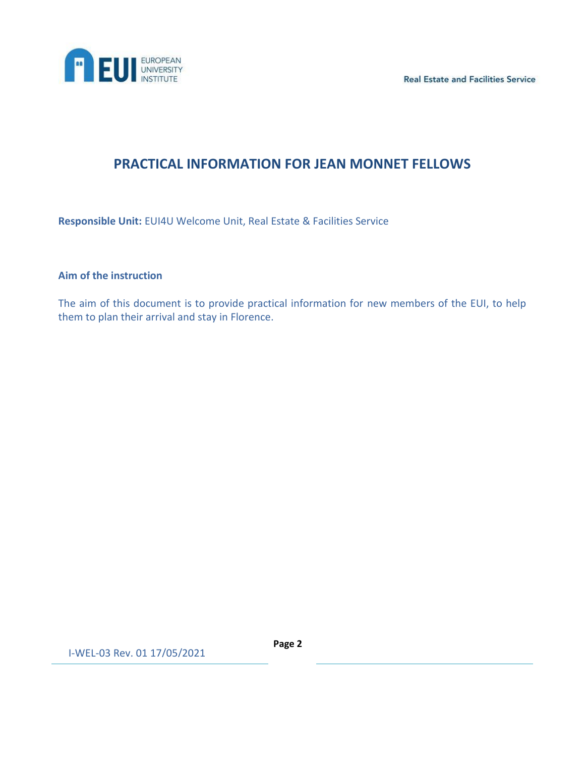# PRACTICAL INFORMATION FOR JEAN MONNET FELLOWS

**Responsible Unit:** EUI4U Welcome Unit, Real Estate & Facilities Service

### Aim of the instruction

The aim of this document is to provide practical information for new members of the EUI, to help them to plan their arrival and stay in Florence.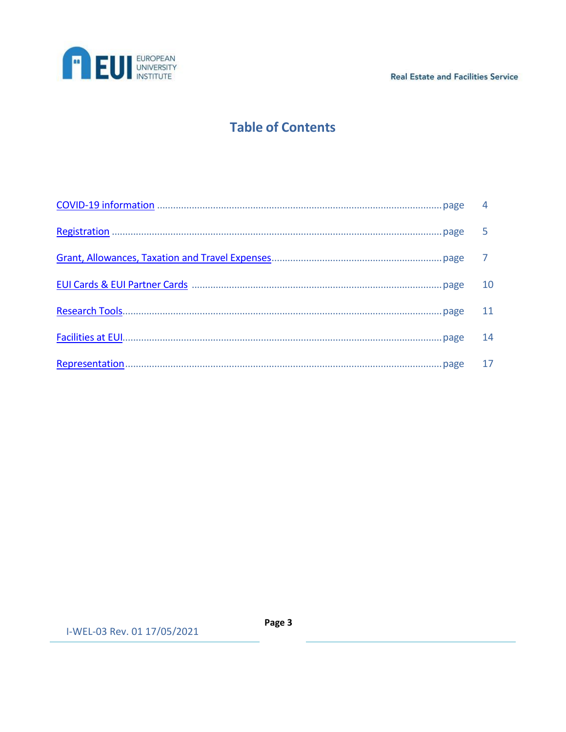# Table of Contents

| | |
|---|---|
| COVID-19 information ........ page | 4 |
| Registration ........ page | 5 |
| Grant, Allowances, Taxation and Travel Expenses ........ page | 7 |
| EUI Cards & EUI Partner Cards ........ page | 10 |
| Research Tools ........ page | 11 |
| Facilities at EUI ........ page | 14 |
| Representation ........ page | 17 |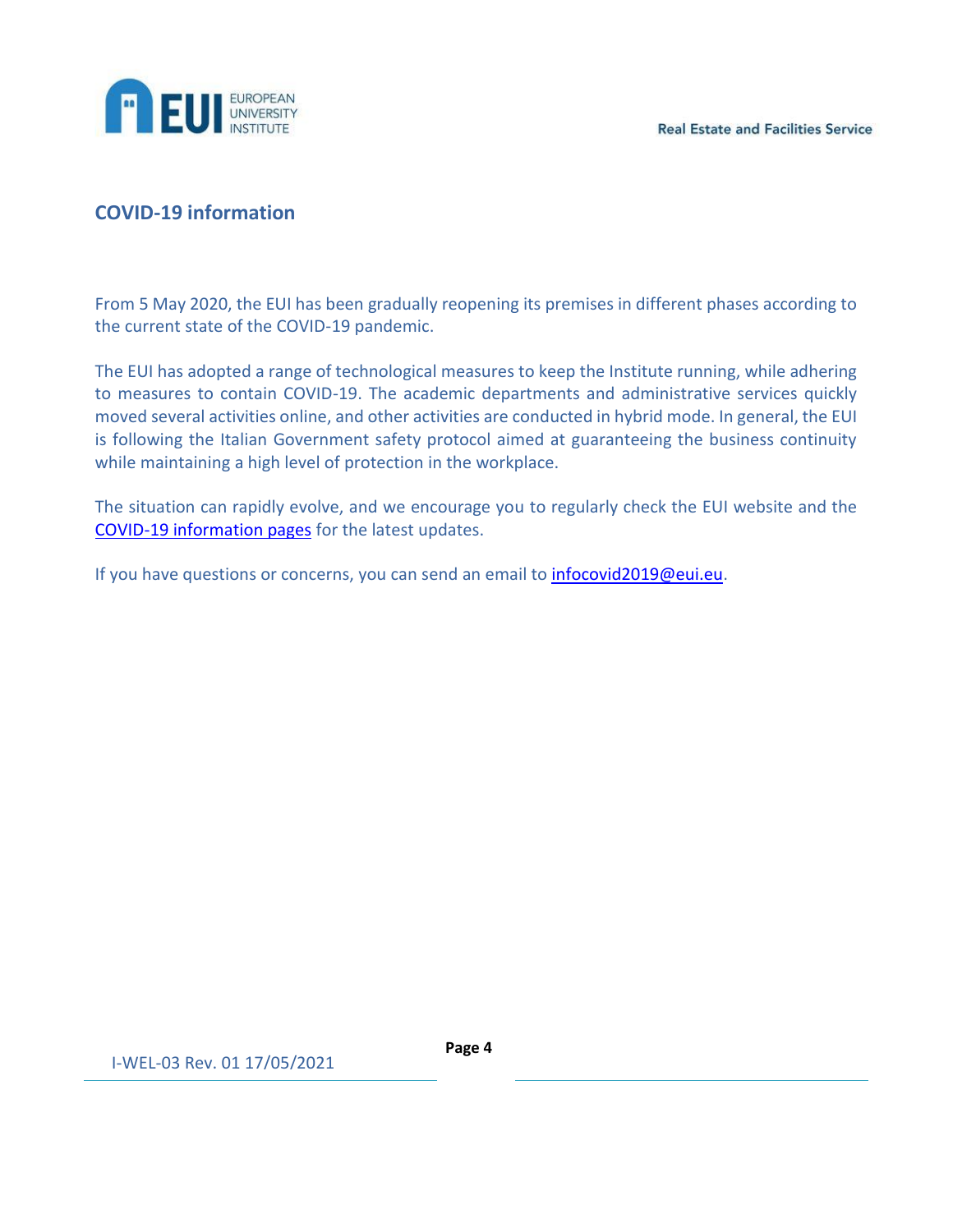## COVID-19 information

From 5 May 2020, the EUI has been gradually reopening its premises in different phases according to the current state of the COVID-19 pandemic.

The EUI has adopted a range of technological measures to keep the Institute running, while adhering to measures to contain COVID-19. The academic departments and administrative services quickly moved several activities online, and other activities are conducted in hybrid mode. In general, the EUI is following the Italian Government safety protocol aimed at guaranteeing the business continuity while maintaining a high level of protection in the workplace.

The situation can rapidly evolve, and we encourage you to regularly check the EUI website and the COVID-19 information pages for the latest updates.

If you have questions or concerns, you can send an email to infocovid2019@eui.eu.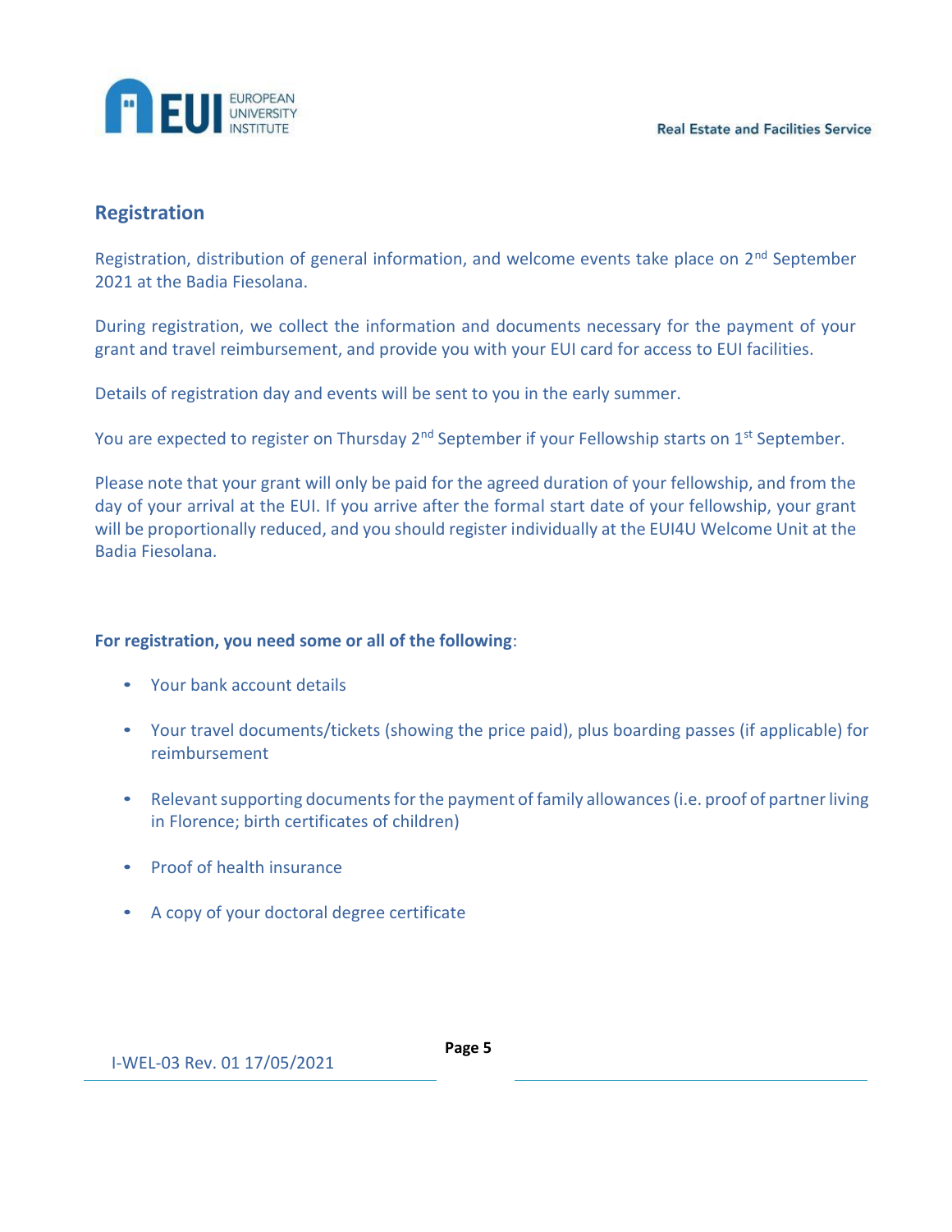## Registration

Registration, distribution of general information, and welcome events take place on 2nd September 2021 at the Badia Fiesolana.

During registration, we collect the information and documents necessary for the payment of your grant and travel reimbursement, and provide you with your EUI card for access to EUI facilities.

Details of registration day and events will be sent to you in the early summer.

You are expected to register on Thursday 2nd September if your Fellowship starts on 1st September.

Please note that your grant will only be paid for the agreed duration of your fellowship, and from the day of your arrival at the EUI. If you arrive after the formal start date of your fellowship, your grant will be proportionally reduced, and you should register individually at the EUI4U Welcome Unit at the Badia Fiesolana.

**For registration, you need some or all of the following**:

- Your bank account details
- Your travel documents/tickets (showing the price paid), plus boarding passes (if applicable) for reimbursement
- Relevant supporting documents for the payment of family allowances (i.e. proof of partner living in Florence; birth certificates of children)
- Proof of health insurance
- A copy of your doctoral degree certificate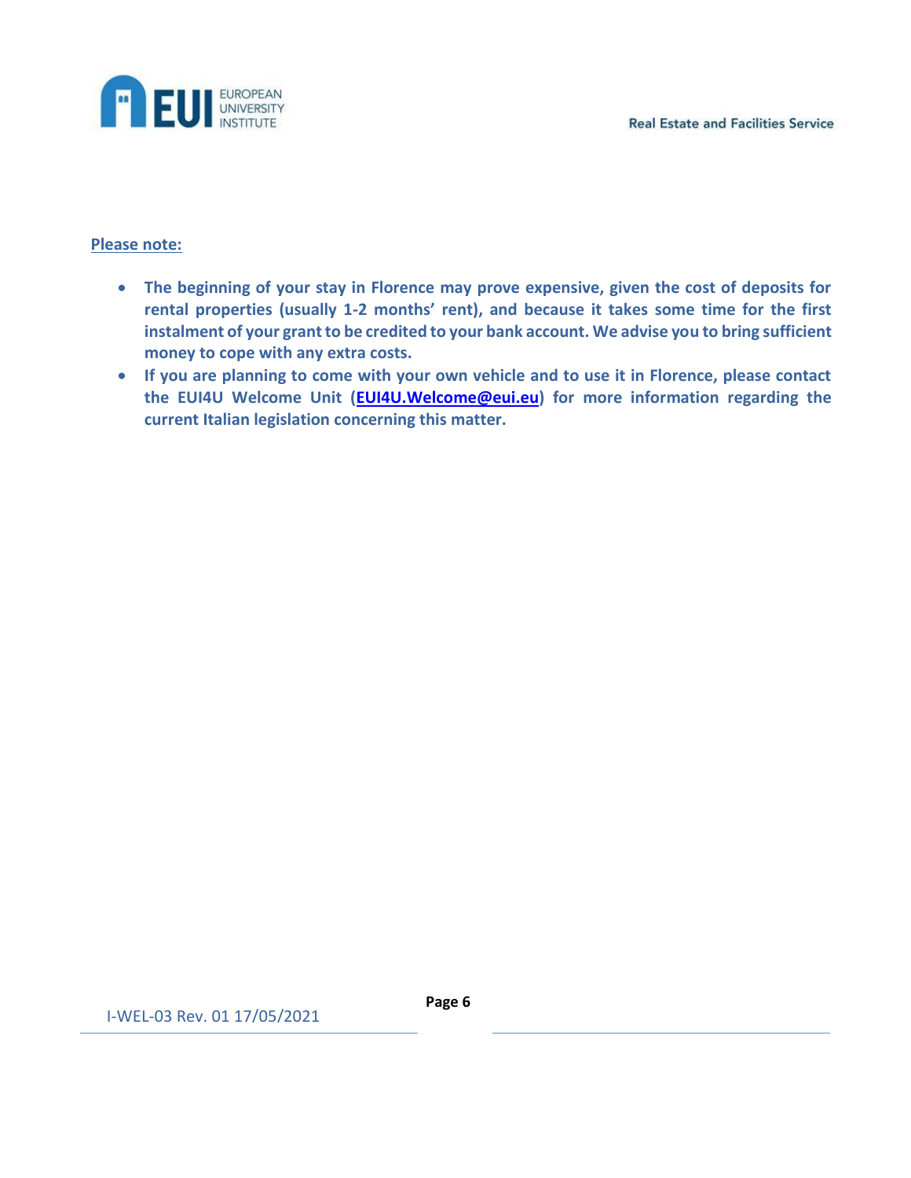**Please note:**

- **The beginning of your stay in Florence may prove expensive, given the cost of deposits for rental properties (usually 1-2 months' rent), and because it takes some time for the first instalment of your grant to be credited to your bank account. We advise you to bring sufficient money to cope with any extra costs.**
- **If you are planning to come with your own vehicle and to use it in Florence, please contact the EUI4U Welcome Unit ([EUI4U.Welcome@eui.eu](mailto:EUI4U.Welcome@eui.eu)) for more information regarding the current Italian legislation concerning this matter.**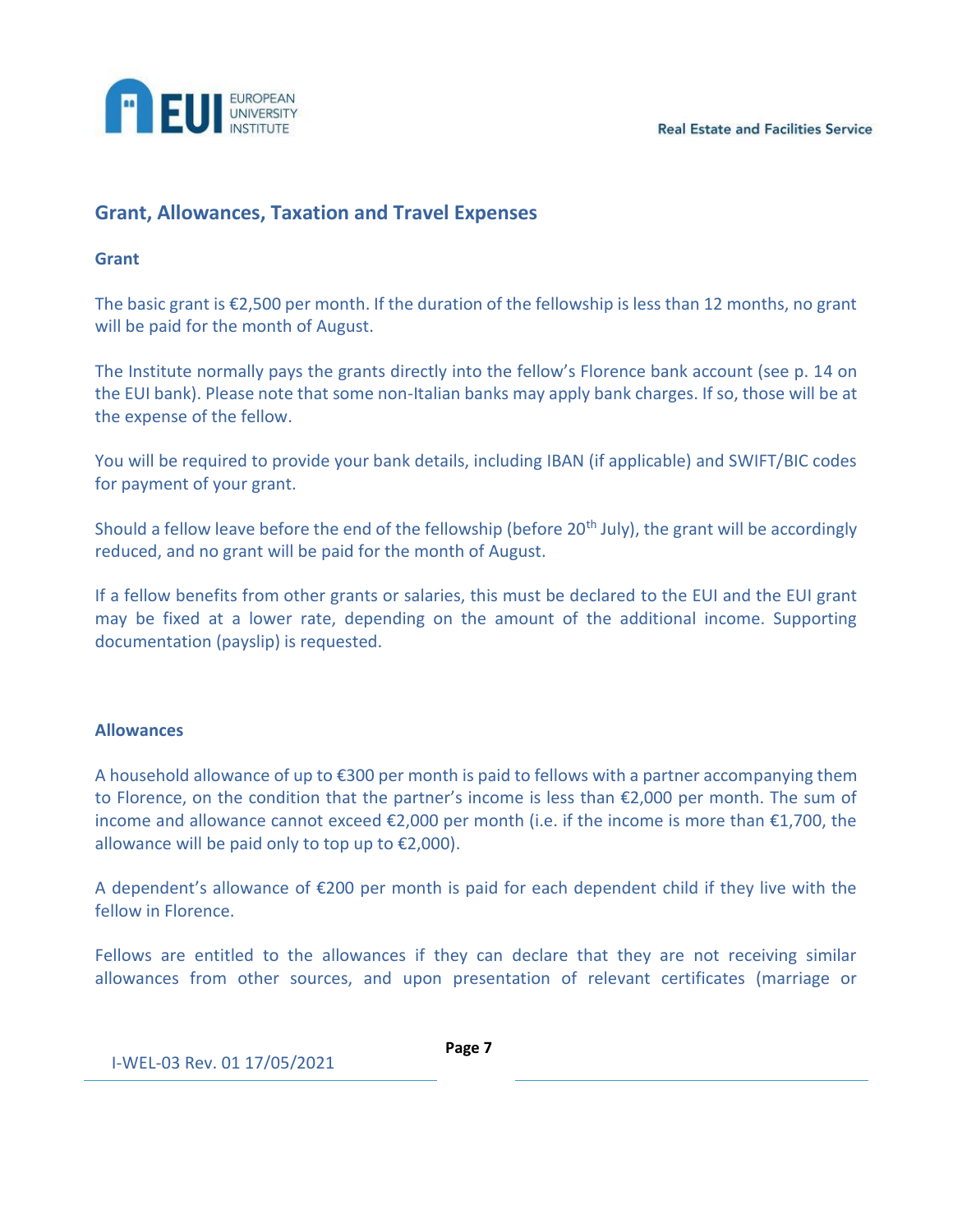## Grant, Allowances, Taxation and Travel Expenses

### Grant

The basic grant is €2,500 per month. If the duration of the fellowship is less than 12 months, no grant will be paid for the month of August.

The Institute normally pays the grants directly into the fellow's Florence bank account (see p. 14 on the EUI bank). Please note that some non-Italian banks may apply bank charges. If so, those will be at the expense of the fellow.

You will be required to provide your bank details, including IBAN (if applicable) and SWIFT/BIC codes for payment of your grant.

Should a fellow leave before the end of the fellowship (before 20th July), the grant will be accordingly reduced, and no grant will be paid for the month of August.

If a fellow benefits from other grants or salaries, this must be declared to the EUI and the EUI grant may be fixed at a lower rate, depending on the amount of the additional income. Supporting documentation (payslip) is requested.

### Allowances

A household allowance of up to €300 per month is paid to fellows with a partner accompanying them to Florence, on the condition that the partner's income is less than €2,000 per month. The sum of income and allowance cannot exceed €2,000 per month (i.e. if the income is more than €1,700, the allowance will be paid only to top up to €2,000).

A dependent's allowance of €200 per month is paid for each dependent child if they live with the fellow in Florence.

Fellows are entitled to the allowances if they can declare that they are not receiving similar allowances from other sources, and upon presentation of relevant certificates (marriage or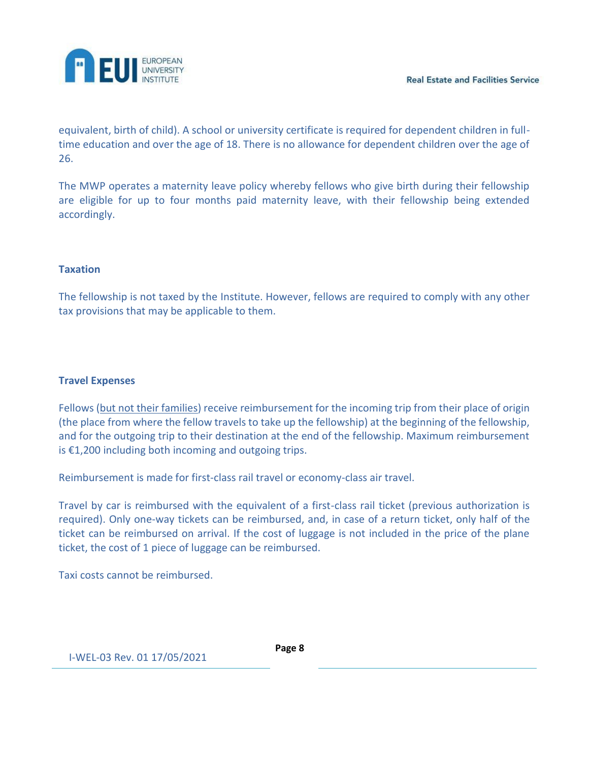equivalent, birth of child). A school or university certificate is required for dependent children in full-time education and over the age of 18. There is no allowance for dependent children over the age of 26.

The MWP operates a maternity leave policy whereby fellows who give birth during their fellowship are eligible for up to four months paid maternity leave, with their fellowship being extended accordingly.

### Taxation

The fellowship is not taxed by the Institute. However, fellows are required to comply with any other tax provisions that may be applicable to them.

### Travel Expenses

Fellows (but not their families) receive reimbursement for the incoming trip from their place of origin (the place from where the fellow travels to take up the fellowship) at the beginning of the fellowship, and for the outgoing trip to their destination at the end of the fellowship. Maximum reimbursement is €1,200 including both incoming and outgoing trips.

Reimbursement is made for first-class rail travel or economy-class air travel.

Travel by car is reimbursed with the equivalent of a first-class rail ticket (previous authorization is required). Only one-way tickets can be reimbursed, and, in case of a return ticket, only half of the ticket can be reimbursed on arrival. If the cost of luggage is not included in the price of the plane ticket, the cost of 1 piece of luggage can be reimbursed.

Taxi costs cannot be reimbursed.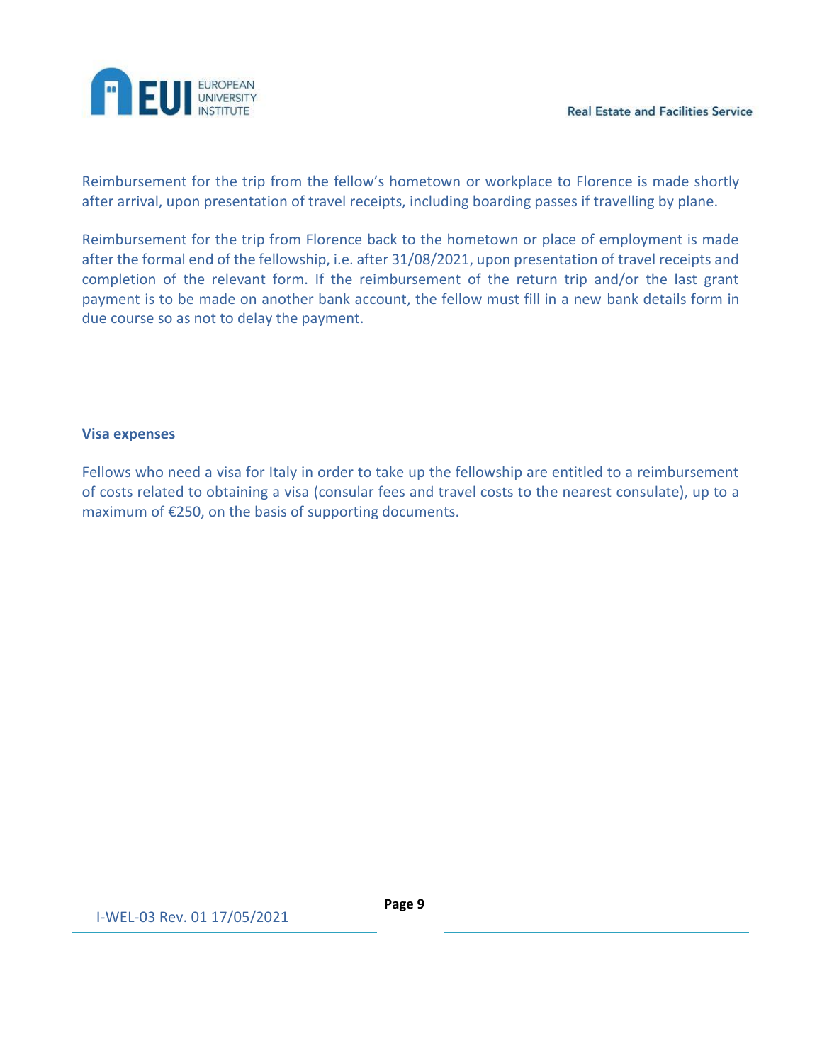Reimbursement for the trip from the fellow's hometown or workplace to Florence is made shortly after arrival, upon presentation of travel receipts, including boarding passes if travelling by plane.

Reimbursement for the trip from Florence back to the hometown or place of employment is made after the formal end of the fellowship, i.e. after 31/08/2021, upon presentation of travel receipts and completion of the relevant form. If the reimbursement of the return trip and/or the last grant payment is to be made on another bank account, the fellow must fill in a new bank details form in due course so as not to delay the payment.

**Visa expenses**

Fellows who need a visa for Italy in order to take up the fellowship are entitled to a reimbursement of costs related to obtaining a visa (consular fees and travel costs to the nearest consulate), up to a maximum of €250, on the basis of supporting documents.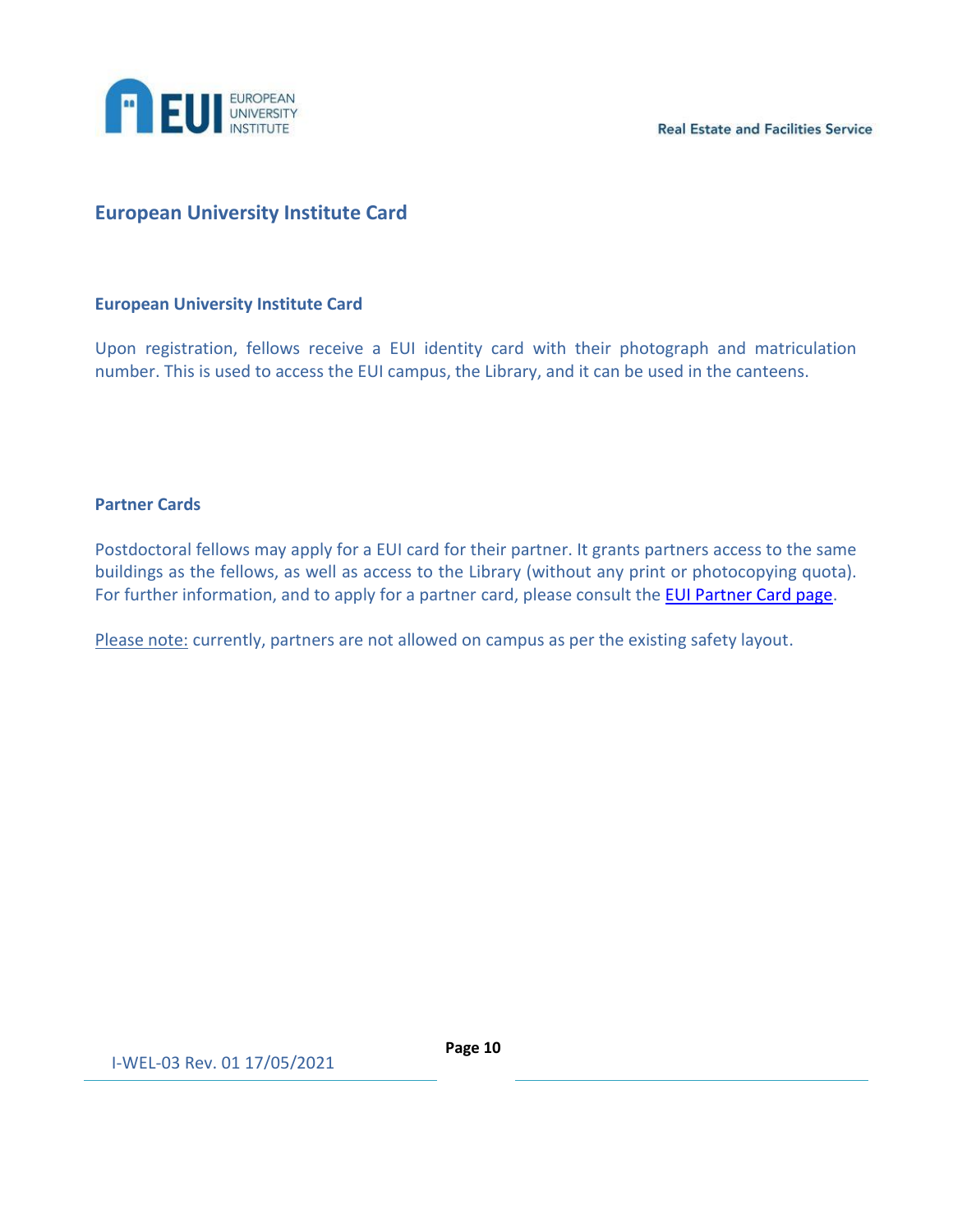## European University Institute Card

### European University Institute Card

Upon registration, fellows receive a EUI identity card with their photograph and matriculation number. This is used to access the EUI campus, the Library, and it can be used in the canteens.

### Partner Cards

Postdoctoral fellows may apply for a EUI card for their partner. It grants partners access to the same buildings as the fellows, as well as access to the Library (without any print or photocopying quota). For further information, and to apply for a partner card, please consult the EUI Partner Card page.

Please note: currently, partners are not allowed on campus as per the existing safety layout.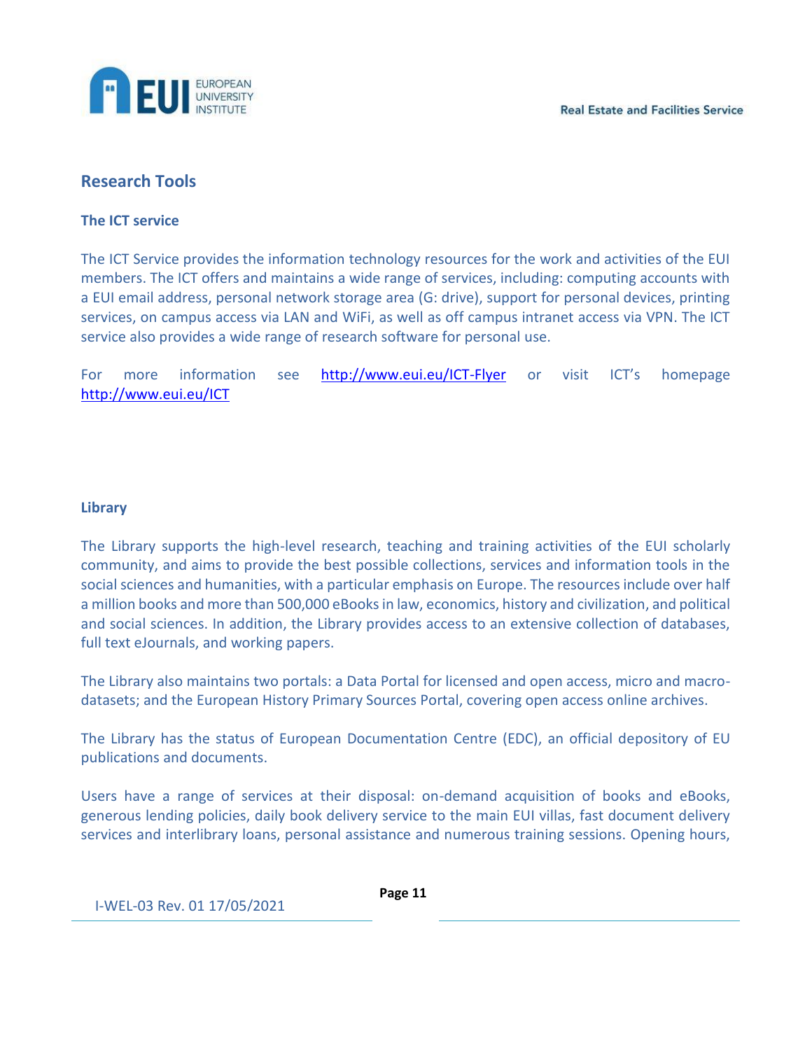## Research Tools

### The ICT service

The ICT Service provides the information technology resources for the work and activities of the EUI members. The ICT offers and maintains a wide range of services, including: computing accounts with a EUI email address, personal network storage area (G: drive), support for personal devices, printing services, on campus access via LAN and WiFi, as well as off campus intranet access via VPN. The ICT service also provides a wide range of research software for personal use.

For more information see http://www.eui.eu/ICT-Flyer or visit ICT's homepage http://www.eui.eu/ICT

### Library

The Library supports the high-level research, teaching and training activities of the EUI scholarly community, and aims to provide the best possible collections, services and information tools in the social sciences and humanities, with a particular emphasis on Europe. The resources include over half a million books and more than 500,000 eBooks in law, economics, history and civilization, and political and social sciences. In addition, the Library provides access to an extensive collection of databases, full text eJournals, and working papers.

The Library also maintains two portals: a Data Portal for licensed and open access, micro and macro-datasets; and the European History Primary Sources Portal, covering open access online archives.

The Library has the status of European Documentation Centre (EDC), an official depository of EU publications and documents.

Users have a range of services at their disposal: on-demand acquisition of books and eBooks, generous lending policies, daily book delivery service to the main EUI villas, fast document delivery services and interlibrary loans, personal assistance and numerous training sessions. Opening hours,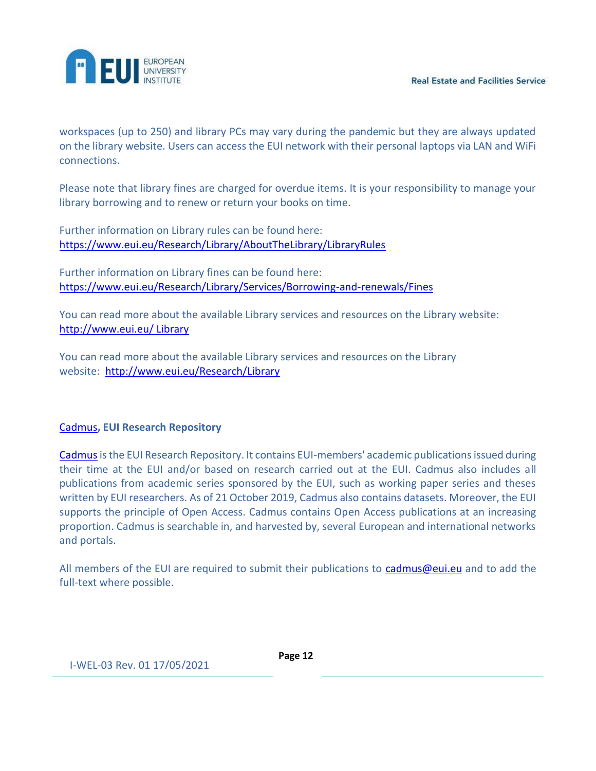workspaces (up to 250) and library PCs may vary during the pandemic but they are always updated on the library website. Users can access the EUI network with their personal laptops via LAN and WiFi connections.

Please note that library fines are charged for overdue items. It is your responsibility to manage your library borrowing and to renew or return your books on time.

Further information on Library rules can be found here:
https://www.eui.eu/Research/Library/AboutTheLibrary/LibraryRules

Further information on Library fines can be found here:
https://www.eui.eu/Research/Library/Services/Borrowing-and-renewals/Fines

You can read more about the available Library services and resources on the Library website:
http://www.eui.eu/ Library

You can read more about the available Library services and resources on the Library website: http://www.eui.eu/Research/Library

### Cadmus, EUI Research Repository

Cadmus is the EUI Research Repository. It contains EUI-members' academic publications issued during their time at the EUI and/or based on research carried out at the EUI. Cadmus also includes all publications from academic series sponsored by the EUI, such as working paper series and theses written by EUI researchers. As of 21 October 2019, Cadmus also contains datasets. Moreover, the EUI supports the principle of Open Access. Cadmus contains Open Access publications at an increasing proportion. Cadmus is searchable in, and harvested by, several European and international networks and portals.

All members of the EUI are required to submit their publications to cadmus@eui.eu and to add the full-text where possible.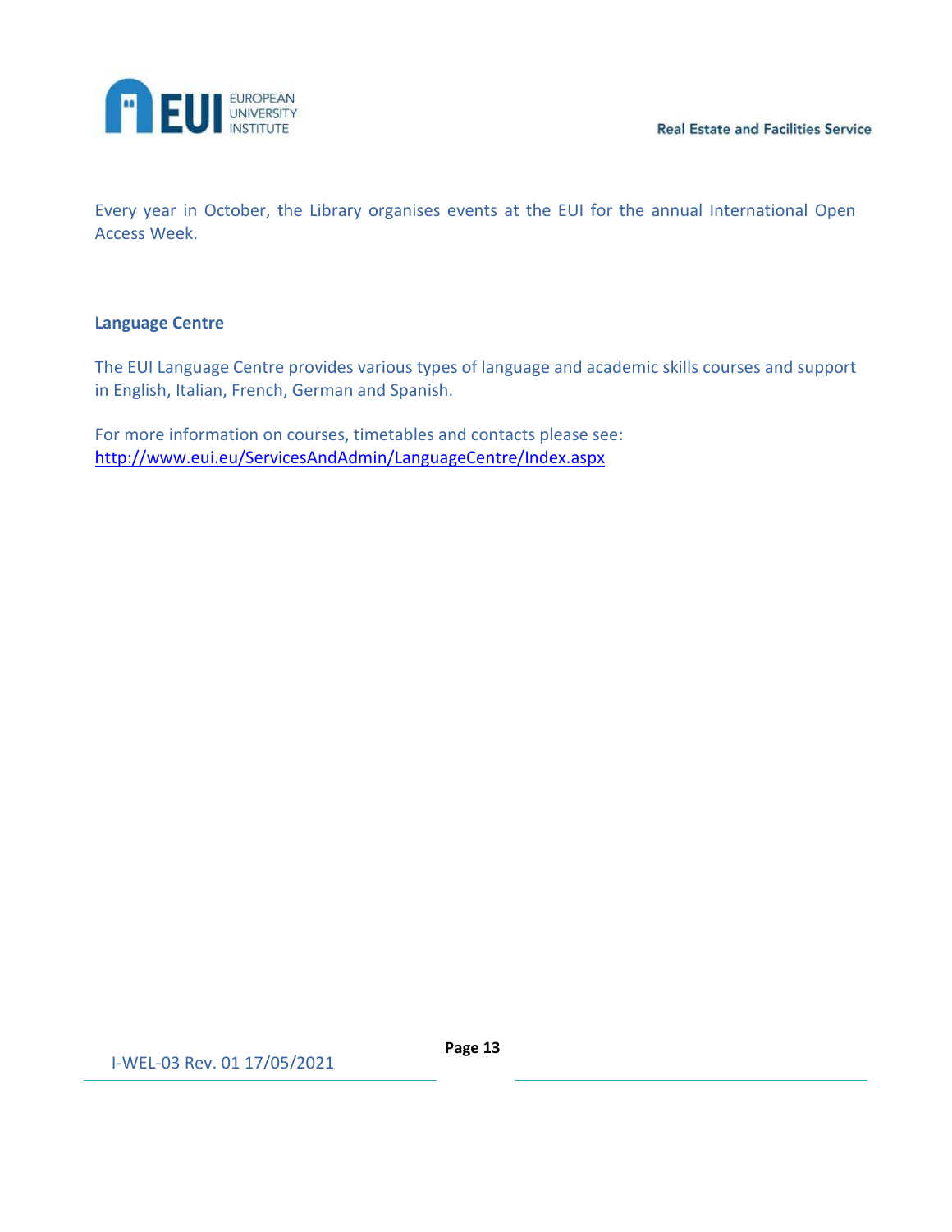Every year in October, the Library organises events at the EUI for the annual International Open Access Week.

## Language Centre

The EUI Language Centre provides various types of language and academic skills courses and support in English, Italian, French, German and Spanish.

For more information on courses, timetables and contacts please see:
http://www.eui.eu/ServicesAndAdmin/LanguageCentre/Index.aspx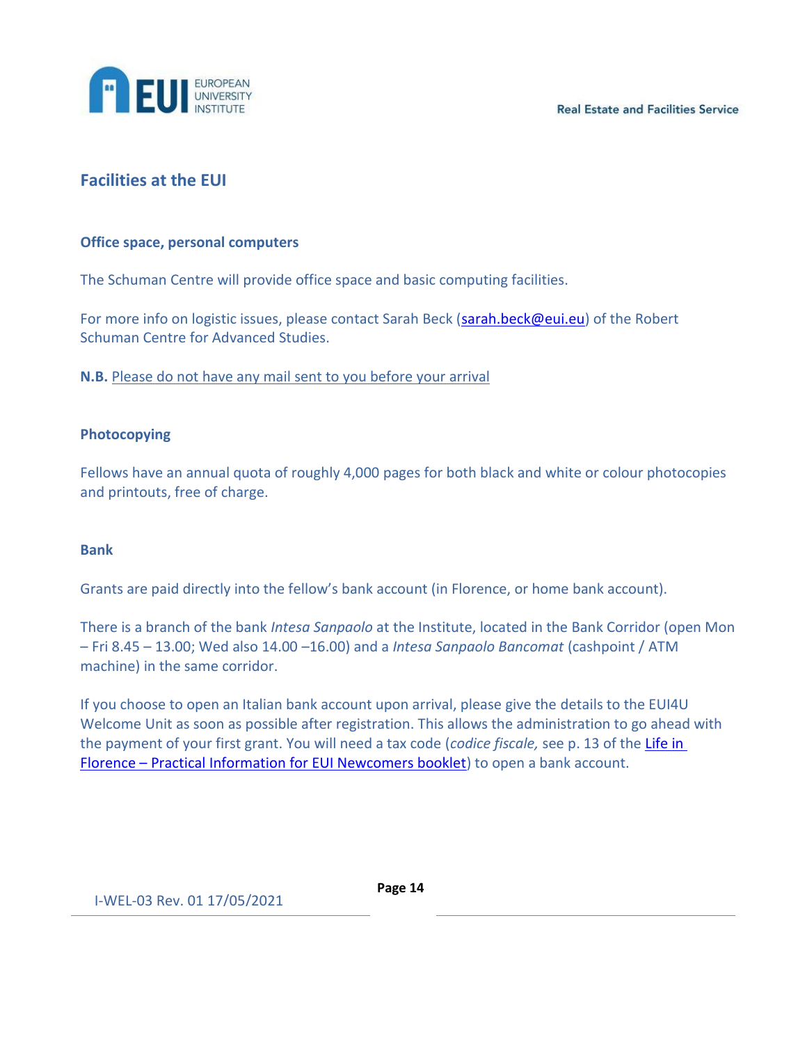## Facilities at the EUI

### Office space, personal computers

The Schuman Centre will provide office space and basic computing facilities.

For more info on logistic issues, please contact Sarah Beck (sarah.beck@eui.eu) of the Robert Schuman Centre for Advanced Studies.

**N.B.** Please do not have any mail sent to you before your arrival

### Photocopying

Fellows have an annual quota of roughly 4,000 pages for both black and white or colour photocopies and printouts, free of charge.

### Bank

Grants are paid directly into the fellow's bank account (in Florence, or home bank account).

There is a branch of the bank *Intesa Sanpaolo* at the Institute, located in the Bank Corridor (open Mon – Fri 8.45 – 13.00; Wed also 14.00 –16.00) and a *Intesa Sanpaolo Bancomat* (cashpoint / ATM machine) in the same corridor.

If you choose to open an Italian bank account upon arrival, please give the details to the EUI4U Welcome Unit as soon as possible after registration. This allows the administration to go ahead with the payment of your first grant. You will need a tax code (*codice fiscale,* see p. 13 of the Life in Florence – Practical Information for EUI Newcomers booklet) to open a bank account.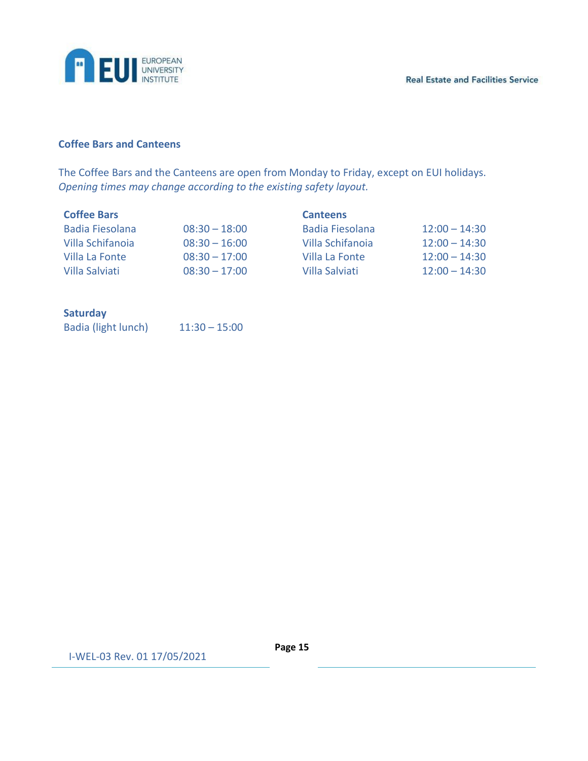## Coffee Bars and Canteens

The Coffee Bars and the Canteens are open from Monday to Friday, except on EUI holidays.
*Opening times may change according to the existing safety layout.*

| **Coffee Bars** | | **Canteens** | |
|---|---|---|---|
| Badia Fiesolana | 08:30 – 18:00 | Badia Fiesolana | 12:00 – 14:30 |
| Villa Schifanoia | 08:30 – 16:00 | Villa Schifanoia | 12:00 – 14:30 |
| Villa La Fonte | 08:30 – 17:00 | Villa La Fonte | 12:00 – 14:30 |
| Villa Salviati | 08:30 – 17:00 | Villa Salviati | 12:00 – 14:30 |

**Saturday**

Badia (light lunch) 11:30 – 15:00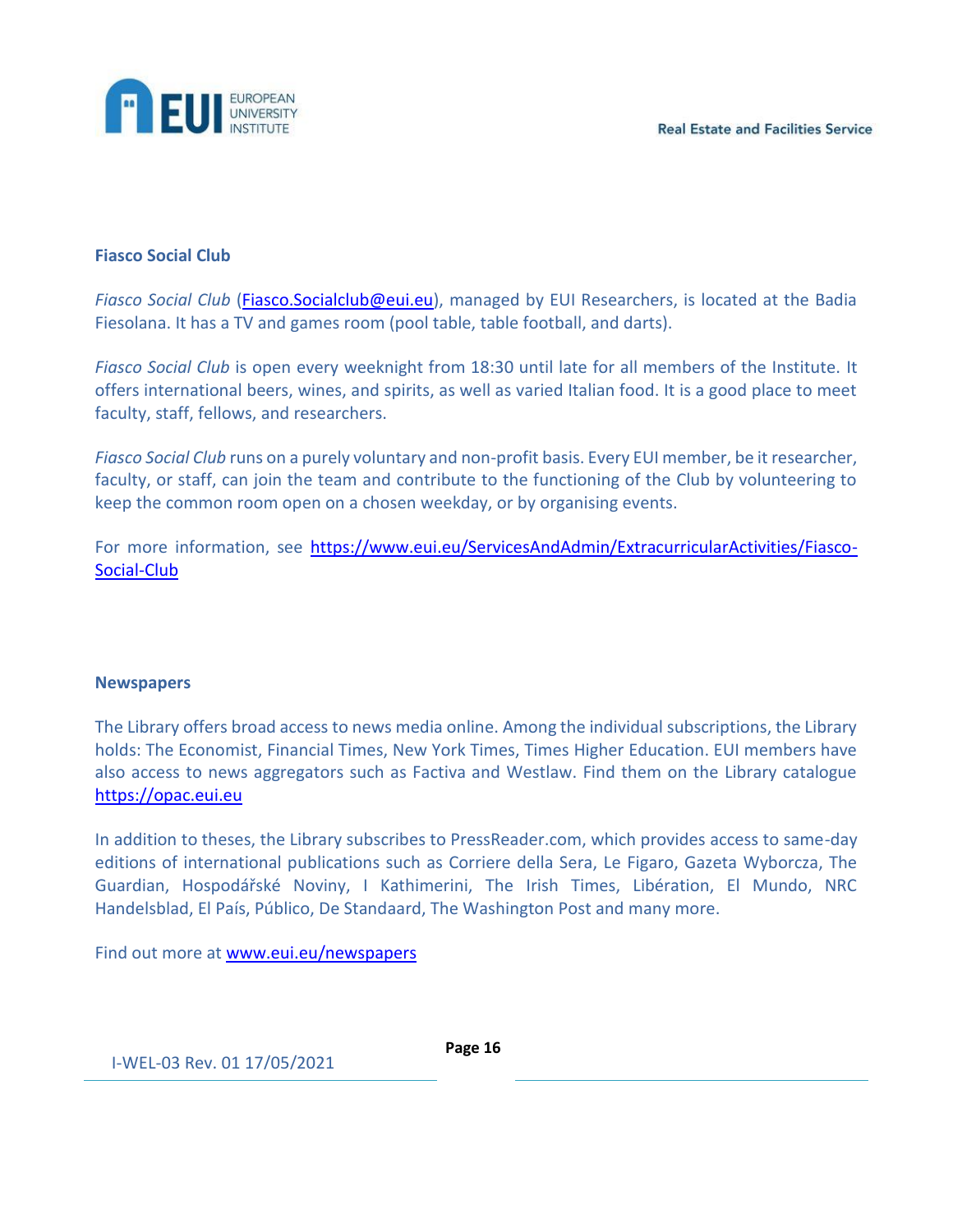## Fiasco Social Club

*Fiasco Social Club* (Fiasco.Socialclub@eui.eu), managed by EUI Researchers, is located at the Badia Fiesolana. It has a TV and games room (pool table, table football, and darts).

*Fiasco Social Club* is open every weeknight from 18:30 until late for all members of the Institute. It offers international beers, wines, and spirits, as well as varied Italian food. It is a good place to meet faculty, staff, fellows, and researchers.

*Fiasco Social Club* runs on a purely voluntary and non-profit basis. Every EUI member, be it researcher, faculty, or staff, can join the team and contribute to the functioning of the Club by volunteering to keep the common room open on a chosen weekday, or by organising events.

For more information, see https://www.eui.eu/ServicesAndAdmin/ExtracurricularActivities/Fiasco-Social-Club

## Newspapers

The Library offers broad access to news media online. Among the individual subscriptions, the Library holds: The Economist, Financial Times, New York Times, Times Higher Education. EUI members have also access to news aggregators such as Factiva and Westlaw. Find them on the Library catalogue https://opac.eui.eu

In addition to theses, the Library subscribes to PressReader.com, which provides access to same-day editions of international publications such as Corriere della Sera, Le Figaro, Gazeta Wyborcza, The Guardian, Hospodářské Noviny, I Kathimerini, The Irish Times, Libération, El Mundo, NRC Handelsblad, El País, Público, De Standaard, The Washington Post and many more.

Find out more at www.eui.eu/newspapers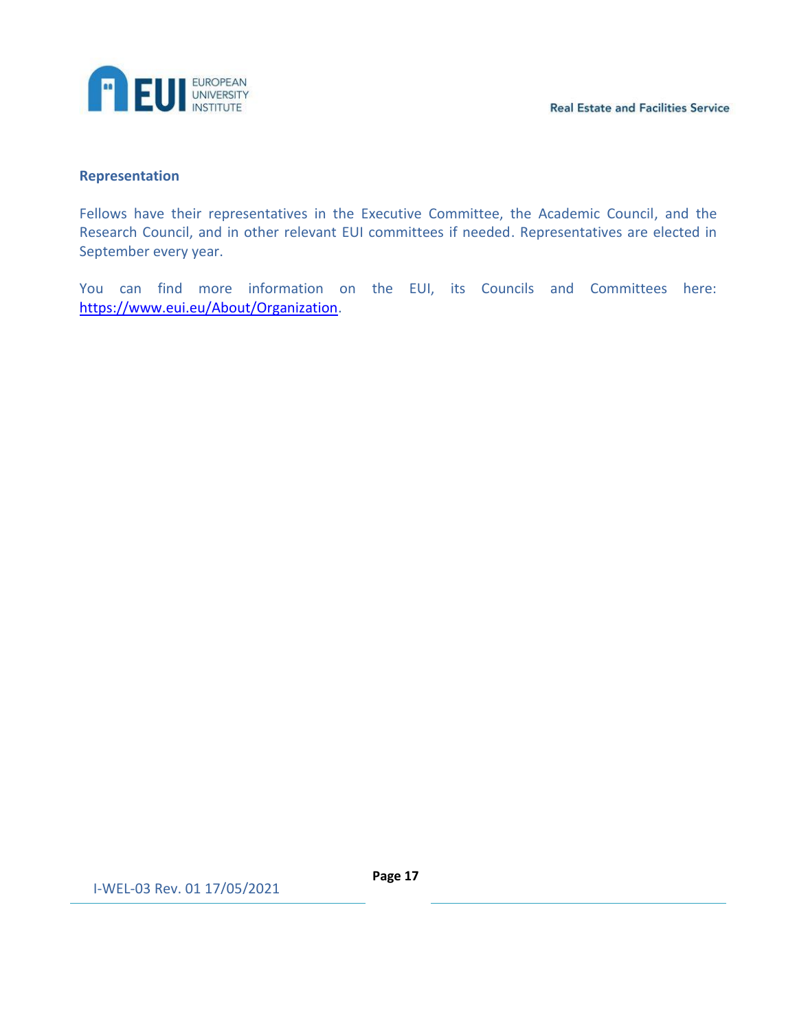### Representation

Fellows have their representatives in the Executive Committee, the Academic Council, and the Research Council, and in other relevant EUI committees if needed. Representatives are elected in September every year.

You can find more information on the EUI, its Councils and Committees here: https://www.eui.eu/About/Organization.